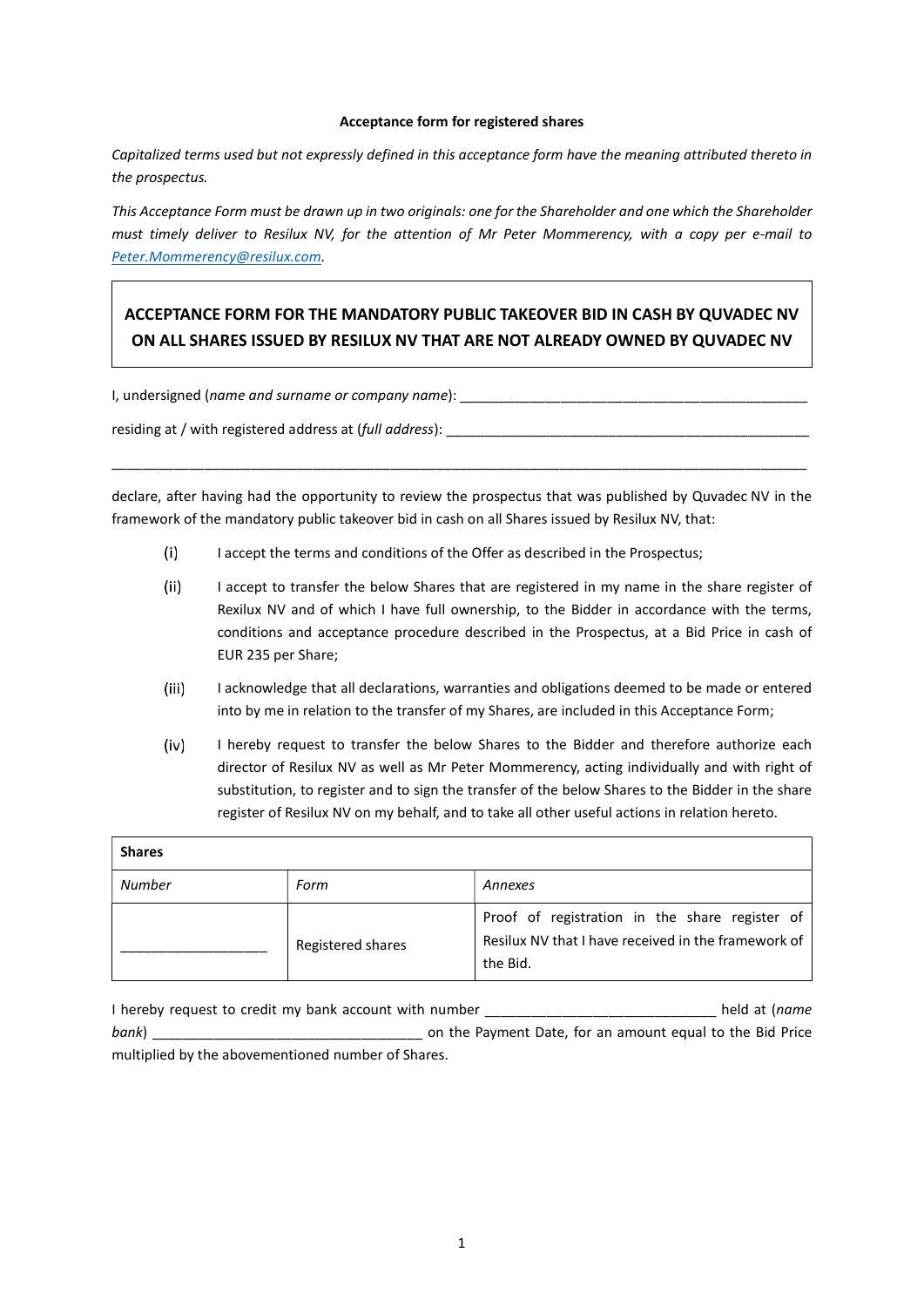**Acceptance form for registered shares**

*Capitalized terms used but not expressly defined in this acceptance form have the meaning attributed thereto in the prospectus.*

*This Acceptance Form must be drawn up in two originals: one for the Shareholder and one which the Shareholder must timely deliver to Resilux NV, for the attention of Mr Peter Mommerency, with a copy per e-mail to Peter.Mommerency@resilux.com.*

## ACCEPTANCE FORM FOR THE MANDATORY PUBLIC TAKEOVER BID IN CASH BY QUVADEC NV ON ALL SHARES ISSUED BY RESILUX NV THAT ARE NOT ALREADY OWNED BY QUVADEC NV

I, undersigned (*name and surname or company name*): _______________________________________________

residing at / with registered address at (*full address*): _________________________________________________

_____________________________________________________________________________________________

declare, after having had the opportunity to review the prospectus that was published by Quvadec NV in the framework of the mandatory public takeover bid in cash on all Shares issued by Resilux NV, that:

(i) I accept the terms and conditions of the Offer as described in the Prospectus;

(ii) I accept to transfer the below Shares that are registered in my name in the share register of Rexilux NV and of which I have full ownership, to the Bidder in accordance with the terms, conditions and acceptance procedure described in the Prospectus, at a Bid Price in cash of EUR 235 per Share;

(iii) I acknowledge that all declarations, warranties and obligations deemed to be made or entered into by me in relation to the transfer of my Shares, are included in this Acceptance Form;

(iv) I hereby request to transfer the below Shares to the Bidder and therefore authorize each director of Resilux NV as well as Mr Peter Mommerency, acting individually and with right of substitution, to register and to sign the transfer of the below Shares to the Bidder in the share register of Resilux NV on my behalf, and to take all other useful actions in relation hereto.

| **Shares** | | |
|---|---|---|
| *Number* | *Form* | *Annexes* |
| ___________________ | Registered shares | Proof of registration in the share register of Resilux NV that I have received in the framework of the Bid. |

I hereby request to credit my bank account with number ______________________________ held at (*name bank*) ___________________________________ on the Payment Date, for an amount equal to the Bid Price multiplied by the abovementioned number of Shares.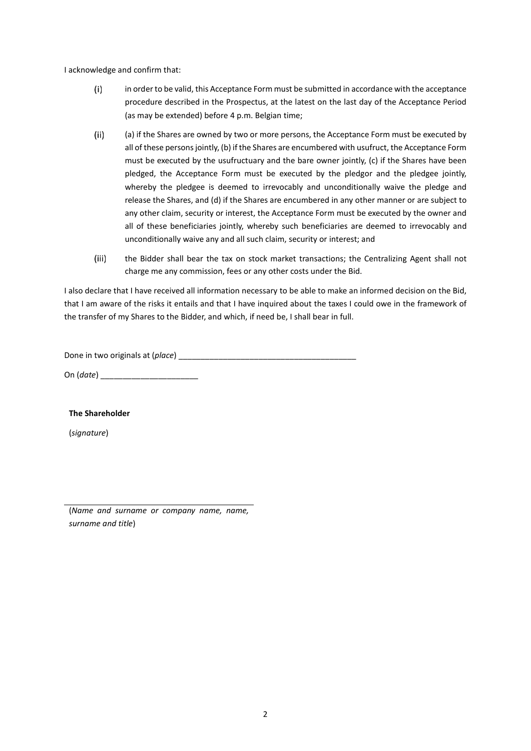I acknowledge and confirm that:

(i) in order to be valid, this Acceptance Form must be submitted in accordance with the acceptance procedure described in the Prospectus, at the latest on the last day of the Acceptance Period (as may be extended) before 4 p.m. Belgian time;

(ii) (a) if the Shares are owned by two or more persons, the Acceptance Form must be executed by all of these persons jointly, (b) if the Shares are encumbered with usufruct, the Acceptance Form must be executed by the usufructuary and the bare owner jointly, (c) if the Shares have been pledged, the Acceptance Form must be executed by the pledgor and the pledgee jointly, whereby the pledgee is deemed to irrevocably and unconditionally waive the pledge and release the Shares, and (d) if the Shares are encumbered in any other manner or are subject to any other claim, security or interest, the Acceptance Form must be executed by the owner and all of these beneficiaries jointly, whereby such beneficiaries are deemed to irrevocably and unconditionally waive any and all such claim, security or interest; and

(iii) the Bidder shall bear the tax on stock market transactions; the Centralizing Agent shall not charge me any commission, fees or any other costs under the Bid.

I also declare that I have received all information necessary to be able to make an informed decision on the Bid, that I am aware of the risks it entails and that I have inquired about the taxes I could owe in the framework of the transfer of my Shares to the Bidder, and which, if need be, I shall bear in full.

Done in two originals at (*place*) ________________________________________

On (*date*) _____________________

**The Shareholder**

(*signature*)

_____________________________________________

(*Name and surname or company name, name, surname and title*)